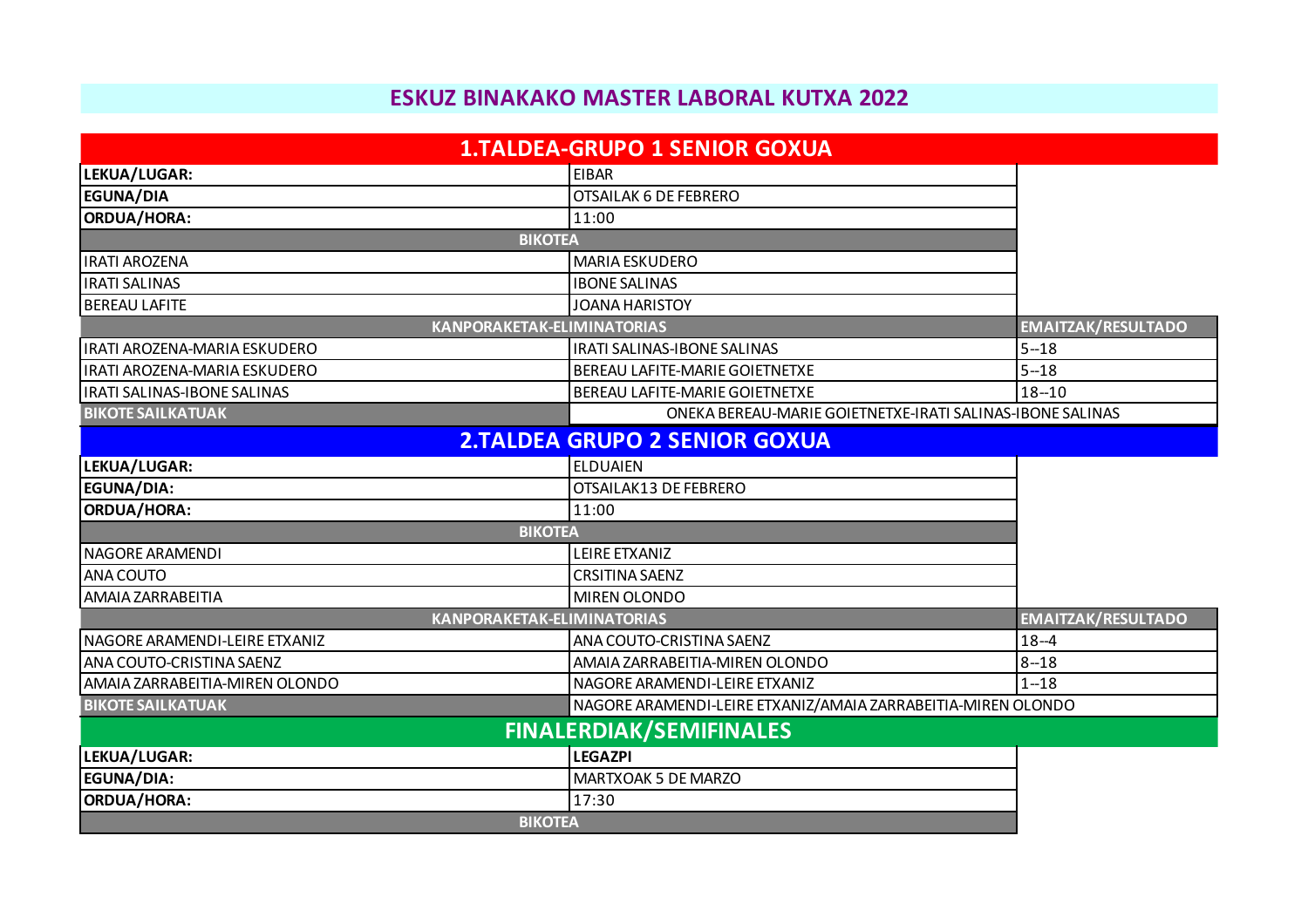# ESKUZ BINAKAKO MASTER LABORAL KUTXA 2022

## 1.TALDEA-GRUPO 1 SENIOR GOXUA

| | | |
|---|---|---|
| **LEKUA/LUGAR:** | EIBAR | |
| **EGUNA/DIA** | OTSAILAK 6 DE FEBRERO | |
| **ORDUA/HORA:** | 11:00 | |
| **BIKOTEA** | | |
| IRATI AROZENA | MARIA ESKUDERO | |
| IRATI SALINAS | IBONE SALINAS | |
| BEREAU LAFITE | JOANA HARISTOY | |
| **KANPORAKETAK-ELIMINATORIAS** | | **EMAITZAK/RESULTADO** |
| IRATI AROZENA-MARIA ESKUDERO | IRATI SALINAS-IBONE SALINAS | 5--18 |
| IRATI AROZENA-MARIA ESKUDERO | BEREAU LAFITE-MARIE GOIETNETXE | 5--18 |
| IRATI SALINAS-IBONE SALINAS | BEREAU LAFITE-MARIE GOIETNETXE | 18--10 |
| **BIKOTE SAILKATUAK** | ONEKA BEREAU-MARIE GOIETNETXE-IRATI SALINAS-IBONE SALINAS | |

## 2.TALDEA GRUPO 2 SENIOR GOXUA

| | | |
|---|---|---|
| **LEKUA/LUGAR:** | ELDUAIEN | |
| **EGUNA/DIA:** | OTSAILAK13 DE FEBRERO | |
| **ORDUA/HORA:** | 11:00 | |
| **BIKOTEA** | | |
| NAGORE ARAMENDI | LEIRE ETXANIZ | |
| ANA COUTO | CRSITINA SAENZ | |
| AMAIA ZARRABEITIA | MIREN OLONDO | |
| **KANPORAKETAK-ELIMINATORIAS** | | **EMAITZAK/RESULTADO** |
| NAGORE ARAMENDI-LEIRE ETXANIZ | ANA COUTO-CRISTINA SAENZ | 18--4 |
| ANA COUTO-CRISTINA SAENZ | AMAIA ZARRABEITIA-MIREN OLONDO | 8--18 |
| AMAIA ZARRABEITIA-MIREN OLONDO | NAGORE ARAMENDI-LEIRE ETXANIZ | 1--18 |
| **BIKOTE SAILKATUAK** | NAGORE ARAMENDI-LEIRE ETXANIZ/AMAIA ZARRABEITIA-MIREN OLONDO | |

## FINALERDIAK/SEMIFINALES

| | |
|---|---|
| **LEKUA/LUGAR:** | **LEGAZPI** |
| **EGUNA/DIA:** | MARTXOAK 5 DE MARZO |
| **ORDUA/HORA:** | 17:30 |
| **BIKOTEA** | |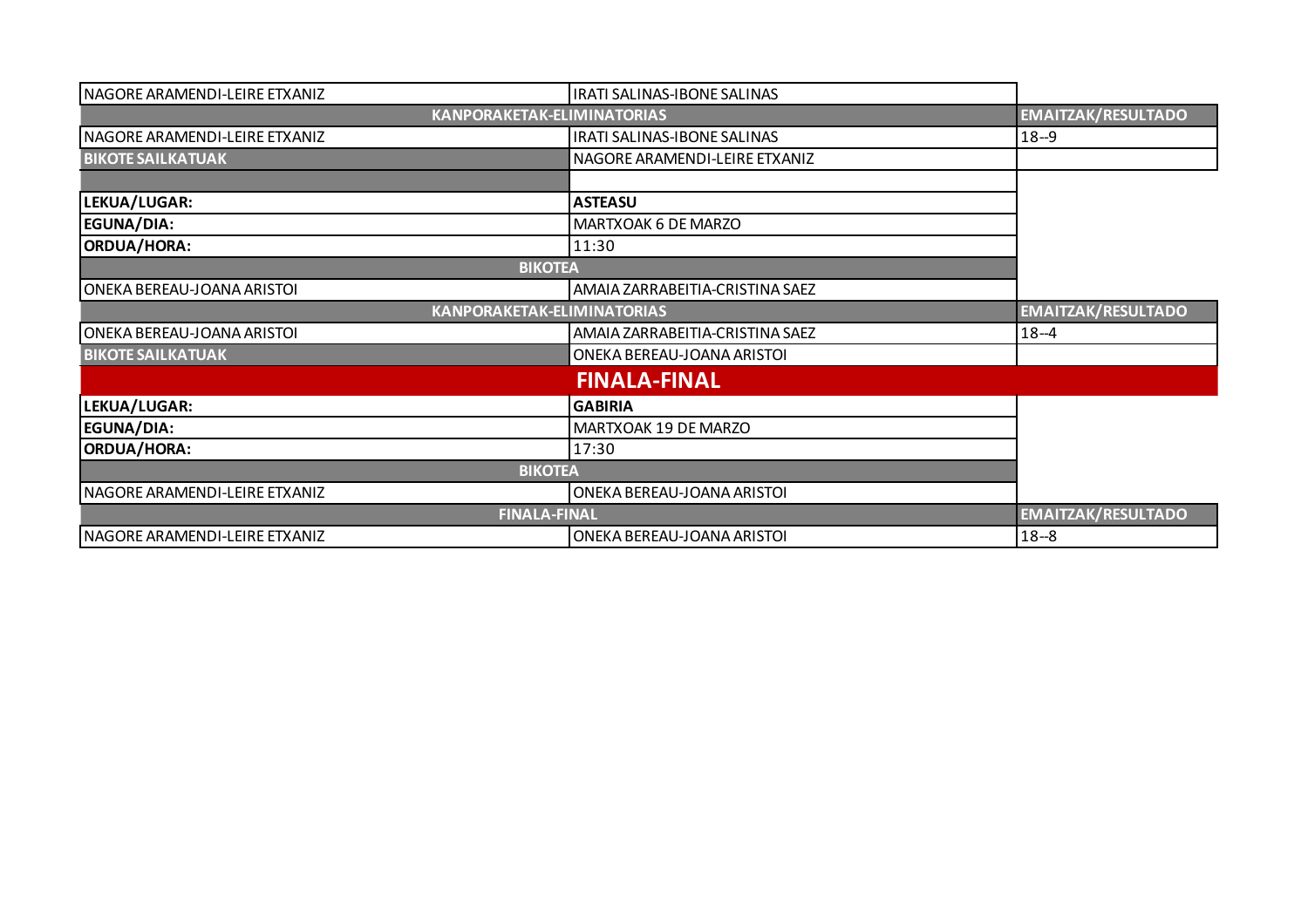| | | |
|---|---|---|
| NAGORE ARAMENDI-LEIRE ETXANIZ | IRATI SALINAS-IBONE SALINAS | |
| **KANPORAKETAK-ELIMINATORIAS** | | **EMAITZAK/RESULTADO** |
| NAGORE ARAMENDI-LEIRE ETXANIZ | IRATI SALINAS-IBONE SALINAS | 18--9 |
| **BIKOTE SAILKATUAK** | NAGORE ARAMENDI-LEIRE ETXANIZ | |
| | | |
| **LEKUA/LUGAR:** | **ASTEASU** | |
| **EGUNA/DIA:** | MARTXOAK 6 DE MARZO | |
| **ORDUA/HORA:** | 11:30 | |
| **BIKOTEA** | | |
| ONEKA BEREAU-JOANA ARISTOI | AMAIA ZARRABEITIA-CRISTINA SAEZ | |
| **KANPORAKETAK-ELIMINATORIAS** | | **EMAITZAK/RESULTADO** |
| ONEKA BEREAU-JOANA ARISTOI | AMAIA ZARRABEITIA-CRISTINA SAEZ | 18--4 |
| **BIKOTE SAILKATUAK** | ONEKA BEREAU-JOANA ARISTOI | |

## FINALA-FINAL

| | | |
|---|---|---|
| **LEKUA/LUGAR:** | **GABIRIA** | |
| **EGUNA/DIA:** | MARTXOAK 19 DE MARZO | |
| **ORDUA/HORA:** | 17:30 | |
| **BIKOTEA** | | |
| NAGORE ARAMENDI-LEIRE ETXANIZ | ONEKA BEREAU-JOANA ARISTOI | |
| **FINALA-FINAL** | | **EMAITZAK/RESULTADO** |
| NAGORE ARAMENDI-LEIRE ETXANIZ | ONEKA BEREAU-JOANA ARISTOI | 18--8 |